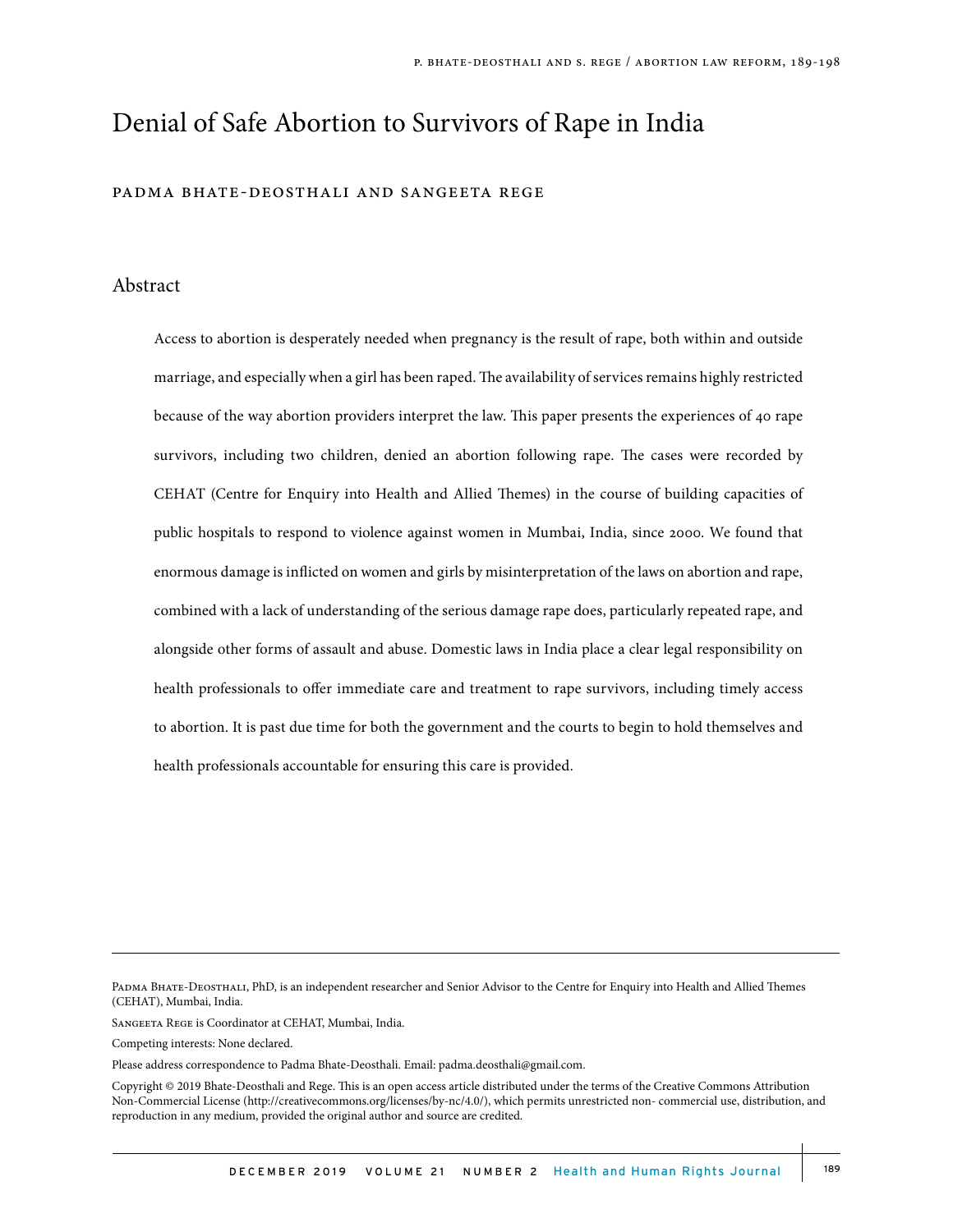# Denial of Safe Abortion to Survivors of Rape in India

PADMA BHATE-DEOSTHALI AND SANGEETA REGE

## Abstract

Access to abortion is desperately needed when pregnancy is the result of rape, both within and outside marriage, and especially when a girl has been raped. The availability of services remains highly restricted because of the way abortion providers interpret the law. This paper presents the experiences of 40 rape survivors, including two children, denied an abortion following rape. The cases were recorded by CEHAT (Centre for Enquiry into Health and Allied Themes) in the course of building capacities of public hospitals to respond to violence against women in Mumbai, India, since 2000. We found that enormous damage is inflicted on women and girls by misinterpretation of the laws on abortion and rape, combined with a lack of understanding of the serious damage rape does, particularly repeated rape, and alongside other forms of assault and abuse. Domestic laws in India place a clear legal responsibility on health professionals to offer immediate care and treatment to rape survivors, including timely access to abortion. It is past due time for both the government and the courts to begin to hold themselves and health professionals accountable for ensuring this care is provided.

---

PADMA BHATE-DEOSTHALI, PhD, is an independent researcher and Senior Advisor to the Centre for Enquiry into Health and Allied Themes (CEHAT), Mumbai, India.

SANGEETA REGE is Coordinator at CEHAT, Mumbai, India.

Competing interests: None declared.

Please address correspondence to Padma Bhate-Deosthali. Email: padma.deosthali@gmail.com.

Copyright © 2019 Bhate-Deosthali and Rege. This is an open access article distributed under the terms of the Creative Commons Attribution Non-Commercial License (http://creativecommons.org/licenses/by-nc/4.0/), which permits unrestricted non- commercial use, distribution, and reproduction in any medium, provided the original author and source are credited.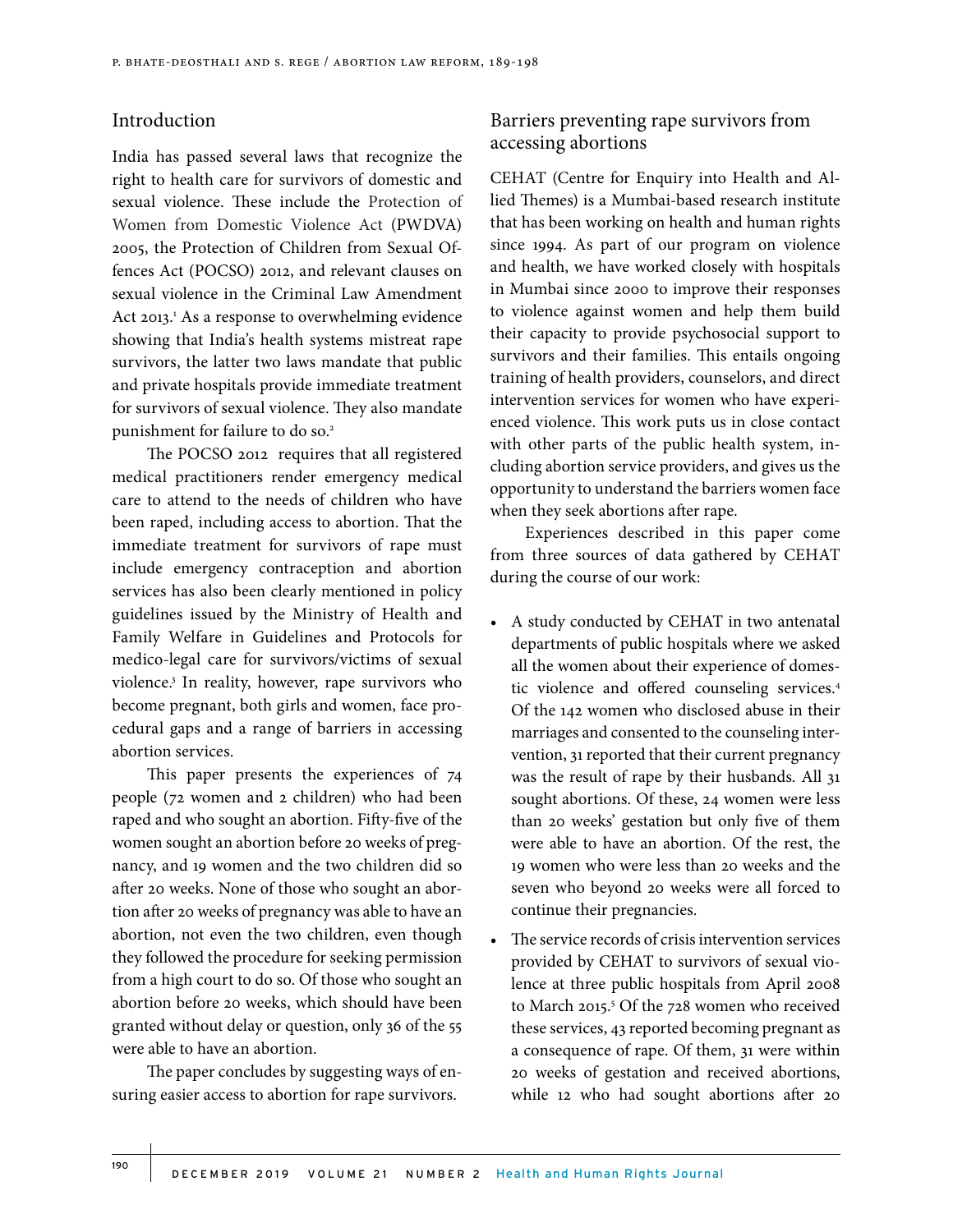## Introduction

India has passed several laws that recognize the right to health care for survivors of domestic and sexual violence. These include the Protection of Women from Domestic Violence Act (PWDVA) 2005, the Protection of Children from Sexual Offences Act (POCSO) 2012, and relevant clauses on sexual violence in the Criminal Law Amendment Act 2013.[1] As a response to overwhelming evidence showing that India's health systems mistreat rape survivors, the latter two laws mandate that public and private hospitals provide immediate treatment for survivors of sexual violence. They also mandate punishment for failure to do so.[2]

The POCSO 2012 requires that all registered medical practitioners render emergency medical care to attend to the needs of children who have been raped, including access to abortion. That the immediate treatment for survivors of rape must include emergency contraception and abortion services has also been clearly mentioned in policy guidelines issued by the Ministry of Health and Family Welfare in Guidelines and Protocols for medico-legal care for survivors/victims of sexual violence.[3] In reality, however, rape survivors who become pregnant, both girls and women, face procedural gaps and a range of barriers in accessing abortion services.

This paper presents the experiences of 74 people (72 women and 2 children) who had been raped and who sought an abortion. Fifty-five of the women sought an abortion before 20 weeks of pregnancy, and 19 women and the two children did so after 20 weeks. None of those who sought an abortion after 20 weeks of pregnancy was able to have an abortion, not even the two children, even though they followed the procedure for seeking permission from a high court to do so. Of those who sought an abortion before 20 weeks, which should have been granted without delay or question, only 36 of the 55 were able to have an abortion.

The paper concludes by suggesting ways of ensuring easier access to abortion for rape survivors.

## Barriers preventing rape survivors from accessing abortions

CEHAT (Centre for Enquiry into Health and Allied Themes) is a Mumbai-based research institute that has been working on health and human rights since 1994. As part of our program on violence and health, we have worked closely with hospitals in Mumbai since 2000 to improve their responses to violence against women and help them build their capacity to provide psychosocial support to survivors and their families. This entails ongoing training of health providers, counselors, and direct intervention services for women who have experienced violence. This work puts us in close contact with other parts of the public health system, including abortion service providers, and gives us the opportunity to understand the barriers women face when they seek abortions after rape.

Experiences described in this paper come from three sources of data gathered by CEHAT during the course of our work:

- A study conducted by CEHAT in two antenatal departments of public hospitals where we asked all the women about their experience of domestic violence and offered counseling services.[4] Of the 142 women who disclosed abuse in their marriages and consented to the counseling intervention, 31 reported that their current pregnancy was the result of rape by their husbands. All 31 sought abortions. Of these, 24 women were less than 20 weeks' gestation but only five of them were able to have an abortion. Of the rest, the 19 women who were less than 20 weeks and the seven who beyond 20 weeks were all forced to continue their pregnancies.
- The service records of crisis intervention services provided by CEHAT to survivors of sexual violence at three public hospitals from April 2008 to March 2015.[5] Of the 728 women who received these services, 43 reported becoming pregnant as a consequence of rape. Of them, 31 were within 20 weeks of gestation and received abortions, while 12 who had sought abortions after 20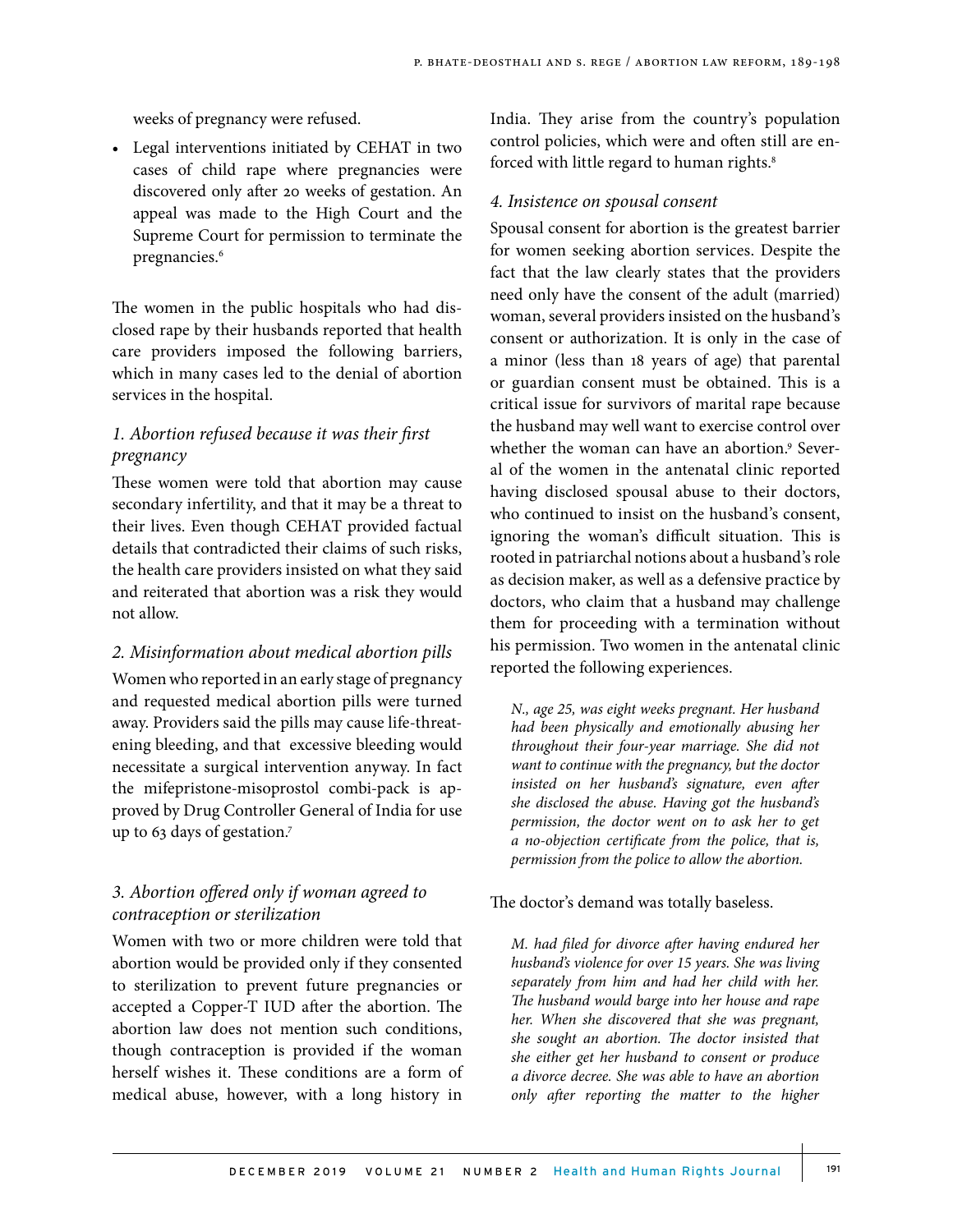weeks of pregnancy were refused.

- Legal interventions initiated by CEHAT in two cases of child rape where pregnancies were discovered only after 20 weeks of gestation. An appeal was made to the High Court and the Supreme Court for permission to terminate the pregnancies.[6]

The women in the public hospitals who had disclosed rape by their husbands reported that health care providers imposed the following barriers, which in many cases led to the denial of abortion services in the hospital.

### *1. Abortion refused because it was their first pregnancy*

These women were told that abortion may cause secondary infertility, and that it may be a threat to their lives. Even though CEHAT provided factual details that contradicted their claims of such risks, the health care providers insisted on what they said and reiterated that abortion was a risk they would not allow.

### *2. Misinformation about medical abortion pills*

Women who reported in an early stage of pregnancy and requested medical abortion pills were turned away. Providers said the pills may cause life-threatening bleeding, and that excessive bleeding would necessitate a surgical intervention anyway. In fact the mifepristone-misoprostol combi-pack is approved by Drug Controller General of India for use up to 63 days of gestation.[7]

### *3. Abortion offered only if woman agreed to contraception or sterilization*

Women with two or more children were told that abortion would be provided only if they consented to sterilization to prevent future pregnancies or accepted a Copper-T IUD after the abortion. The abortion law does not mention such conditions, though contraception is provided if the woman herself wishes it. These conditions are a form of medical abuse, however, with a long history in India. They arise from the country's population control policies, which were and often still are enforced with little regard to human rights.[8]

### *4. Insistence on spousal consent*

Spousal consent for abortion is the greatest barrier for women seeking abortion services. Despite the fact that the law clearly states that the providers need only have the consent of the adult (married) woman, several providers insisted on the husband's consent or authorization. It is only in the case of a minor (less than 18 years of age) that parental or guardian consent must be obtained. This is a critical issue for survivors of marital rape because the husband may well want to exercise control over whether the woman can have an abortion.[9] Several of the women in the antenatal clinic reported having disclosed spousal abuse to their doctors, who continued to insist on the husband's consent, ignoring the woman's difficult situation. This is rooted in patriarchal notions about a husband's role as decision maker, as well as a defensive practice by doctors, who claim that a husband may challenge them for proceeding with a termination without his permission. Two women in the antenatal clinic reported the following experiences.

> *N., age 25, was eight weeks pregnant. Her husband had been physically and emotionally abusing her throughout their four-year marriage. She did not want to continue with the pregnancy, but the doctor insisted on her husband's signature, even after she disclosed the abuse. Having got the husband's permission, the doctor went on to ask her to get a no-objection certificate from the police, that is, permission from the police to allow the abortion.*

The doctor's demand was totally baseless.

> *M. had filed for divorce after having endured her husband's violence for over 15 years. She was living separately from him and had her child with her. The husband would barge into her house and rape her. When she discovered that she was pregnant, she sought an abortion. The doctor insisted that she either get her husband to consent or produce a divorce decree. She was able to have an abortion only after reporting the matter to the higher*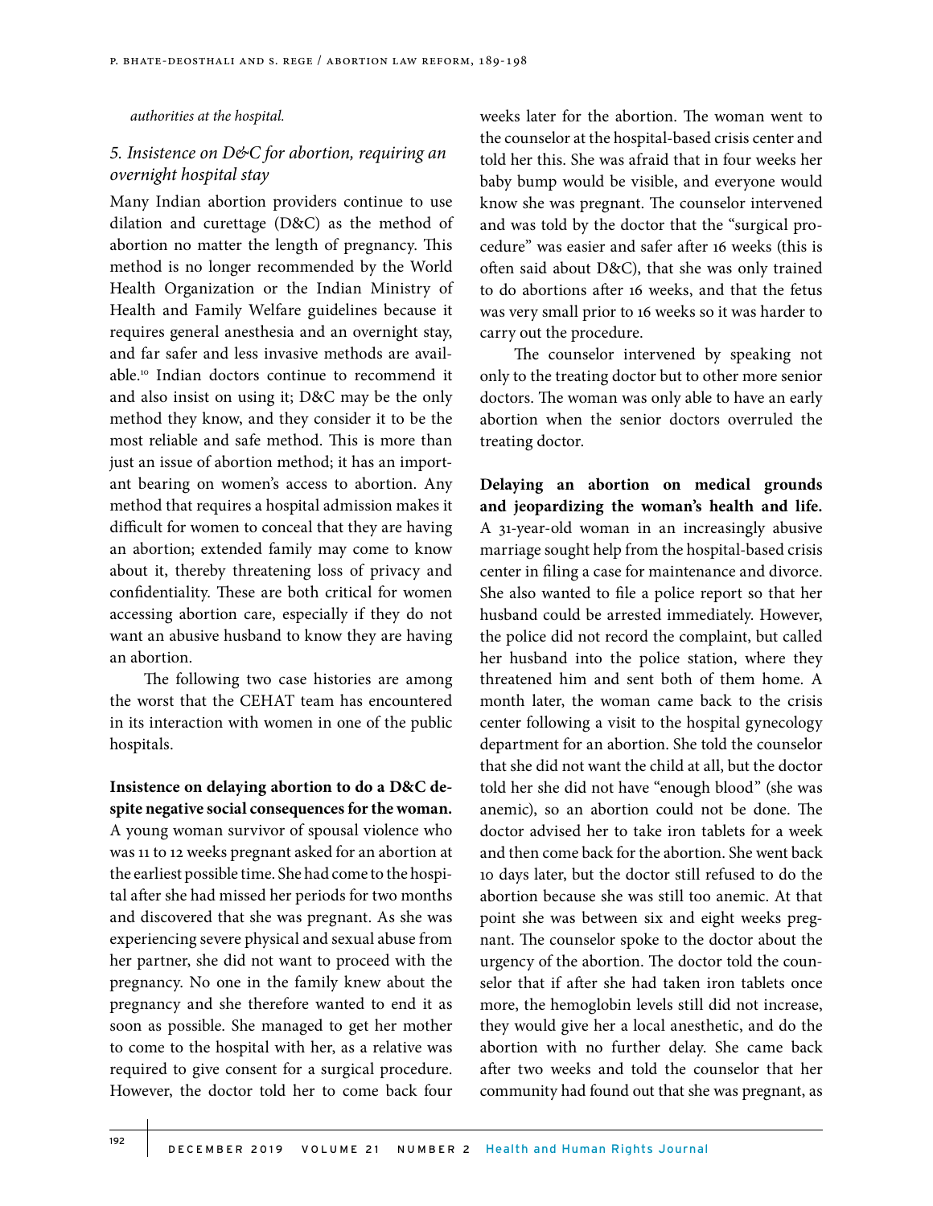*authorities at the hospital.*

### *5. Insistence on D&C for abortion, requiring an overnight hospital stay*

Many Indian abortion providers continue to use dilation and curettage (D&C) as the method of abortion no matter the length of pregnancy. This method is no longer recommended by the World Health Organization or the Indian Ministry of Health and Family Welfare guidelines because it requires general anesthesia and an overnight stay, and far safer and less invasive methods are available.[10] Indian doctors continue to recommend it and also insist on using it; D&C may be the only method they know, and they consider it to be the most reliable and safe method. This is more than just an issue of abortion method; it has an important bearing on women's access to abortion. Any method that requires a hospital admission makes it difficult for women to conceal that they are having an abortion; extended family may come to know about it, thereby threatening loss of privacy and confidentiality. These are both critical for women accessing abortion care, especially if they do not want an abusive husband to know they are having an abortion.

The following two case histories are among the worst that the CEHAT team has encountered in its interaction with women in one of the public hospitals.

**Insistence on delaying abortion to do a D&C despite negative social consequences for the woman.** A young woman survivor of spousal violence who was 11 to 12 weeks pregnant asked for an abortion at the earliest possible time. She had come to the hospital after she had missed her periods for two months and discovered that she was pregnant. As she was experiencing severe physical and sexual abuse from her partner, she did not want to proceed with the pregnancy. No one in the family knew about the pregnancy and she therefore wanted to end it as soon as possible. She managed to get her mother to come to the hospital with her, as a relative was required to give consent for a surgical procedure. However, the doctor told her to come back four weeks later for the abortion. The woman went to the counselor at the hospital-based crisis center and told her this. She was afraid that in four weeks her baby bump would be visible, and everyone would know she was pregnant. The counselor intervened and was told by the doctor that the "surgical procedure" was easier and safer after 16 weeks (this is often said about D&C), that she was only trained to do abortions after 16 weeks, and that the fetus was very small prior to 16 weeks so it was harder to carry out the procedure.

The counselor intervened by speaking not only to the treating doctor but to other more senior doctors. The woman was only able to have an early abortion when the senior doctors overruled the treating doctor.

**Delaying an abortion on medical grounds and jeopardizing the woman's health and life.** A 31-year-old woman in an increasingly abusive marriage sought help from the hospital-based crisis center in filing a case for maintenance and divorce. She also wanted to file a police report so that her husband could be arrested immediately. However, the police did not record the complaint, but called her husband into the police station, where they threatened him and sent both of them home. A month later, the woman came back to the crisis center following a visit to the hospital gynecology department for an abortion. She told the counselor that she did not want the child at all, but the doctor told her she did not have "enough blood" (she was anemic), so an abortion could not be done. The doctor advised her to take iron tablets for a week and then come back for the abortion. She went back 10 days later, but the doctor still refused to do the abortion because she was still too anemic. At that point she was between six and eight weeks pregnant. The counselor spoke to the doctor about the urgency of the abortion. The doctor told the counselor that if after she had taken iron tablets once more, the hemoglobin levels still did not increase, they would give her a local anesthetic, and do the abortion with no further delay. She came back after two weeks and told the counselor that her community had found out that she was pregnant, as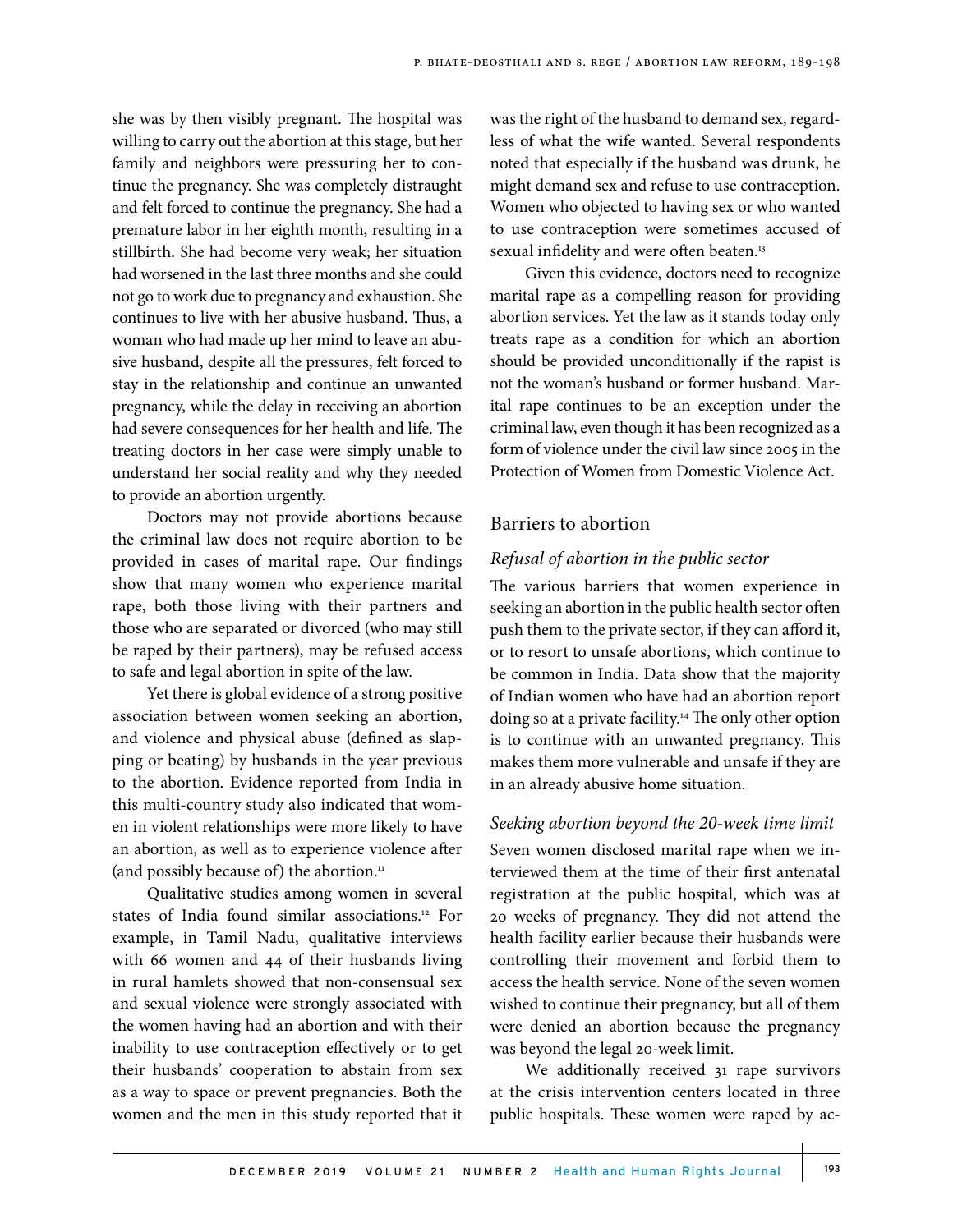she was by then visibly pregnant. The hospital was willing to carry out the abortion at this stage, but her family and neighbors were pressuring her to continue the pregnancy. She was completely distraught and felt forced to continue the pregnancy. She had a premature labor in her eighth month, resulting in a stillbirth. She had become very weak; her situation had worsened in the last three months and she could not go to work due to pregnancy and exhaustion. She continues to live with her abusive husband. Thus, a woman who had made up her mind to leave an abusive husband, despite all the pressures, felt forced to stay in the relationship and continue an unwanted pregnancy, while the delay in receiving an abortion had severe consequences for her health and life. The treating doctors in her case were simply unable to understand her social reality and why they needed to provide an abortion urgently.

Doctors may not provide abortions because the criminal law does not require abortion to be provided in cases of marital rape. Our findings show that many women who experience marital rape, both those living with their partners and those who are separated or divorced (who may still be raped by their partners), may be refused access to safe and legal abortion in spite of the law.

Yet there is global evidence of a strong positive association between women seeking an abortion, and violence and physical abuse (defined as slapping or beating) by husbands in the year previous to the abortion. Evidence reported from India in this multi-country study also indicated that women in violent relationships were more likely to have an abortion, as well as to experience violence after (and possibly because of) the abortion.[11]

Qualitative studies among women in several states of India found similar associations.[12] For example, in Tamil Nadu, qualitative interviews with 66 women and 44 of their husbands living in rural hamlets showed that non-consensual sex and sexual violence were strongly associated with the women having had an abortion and with their inability to use contraception effectively or to get their husbands' cooperation to abstain from sex as a way to space or prevent pregnancies. Both the women and the men in this study reported that it was the right of the husband to demand sex, regardless of what the wife wanted. Several respondents noted that especially if the husband was drunk, he might demand sex and refuse to use contraception. Women who objected to having sex or who wanted to use contraception were sometimes accused of sexual infidelity and were often beaten.[13]

Given this evidence, doctors need to recognize marital rape as a compelling reason for providing abortion services. Yet the law as it stands today only treats rape as a condition for which an abortion should be provided unconditionally if the rapist is not the woman's husband or former husband. Marital rape continues to be an exception under the criminal law, even though it has been recognized as a form of violence under the civil law since 2005 in the Protection of Women from Domestic Violence Act.

## Barriers to abortion

### *Refusal of abortion in the public sector*

The various barriers that women experience in seeking an abortion in the public health sector often push them to the private sector, if they can afford it, or to resort to unsafe abortions, which continue to be common in India. Data show that the majority of Indian women who have had an abortion report doing so at a private facility.[14] The only other option is to continue with an unwanted pregnancy. This makes them more vulnerable and unsafe if they are in an already abusive home situation.

### *Seeking abortion beyond the 20-week time limit*

Seven women disclosed marital rape when we interviewed them at the time of their first antenatal registration at the public hospital, which was at 20 weeks of pregnancy. They did not attend the health facility earlier because their husbands were controlling their movement and forbid them to access the health service. None of the seven women wished to continue their pregnancy, but all of them were denied an abortion because the pregnancy was beyond the legal 20-week limit.

We additionally received 31 rape survivors at the crisis intervention centers located in three public hospitals. These women were raped by ac-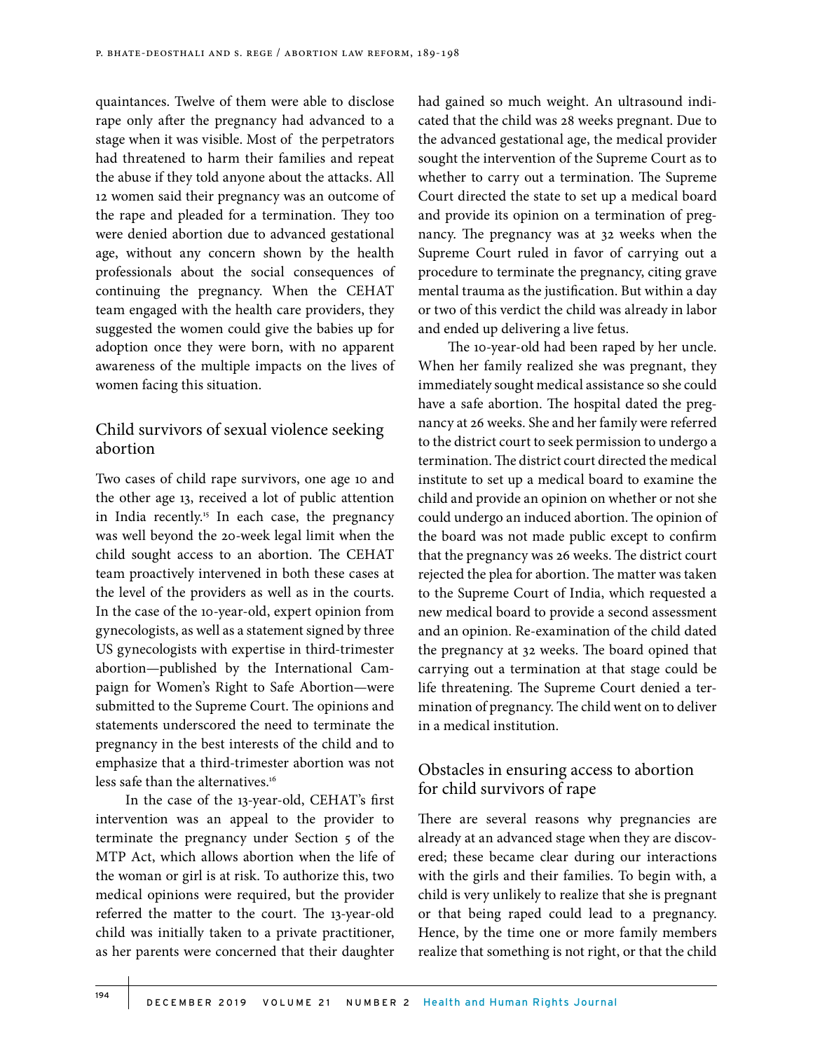quaintances. Twelve of them were able to disclose rape only after the pregnancy had advanced to a stage when it was visible. Most of the perpetrators had threatened to harm their families and repeat the abuse if they told anyone about the attacks. All 12 women said their pregnancy was an outcome of the rape and pleaded for a termination. They too were denied abortion due to advanced gestational age, without any concern shown by the health professionals about the social consequences of continuing the pregnancy. When the CEHAT team engaged with the health care providers, they suggested the women could give the babies up for adoption once they were born, with no apparent awareness of the multiple impacts on the lives of women facing this situation.

## Child survivors of sexual violence seeking abortion

Two cases of child rape survivors, one age 10 and the other age 13, received a lot of public attention in India recently.[15] In each case, the pregnancy was well beyond the 20-week legal limit when the child sought access to an abortion. The CEHAT team proactively intervened in both these cases at the level of the providers as well as in the courts. In the case of the 10-year-old, expert opinion from gynecologists, as well as a statement signed by three US gynecologists with expertise in third-trimester abortion—published by the International Campaign for Women's Right to Safe Abortion—were submitted to the Supreme Court. The opinions and statements underscored the need to terminate the pregnancy in the best interests of the child and to emphasize that a third-trimester abortion was not less safe than the alternatives.[16]

In the case of the 13-year-old, CEHAT's first intervention was an appeal to the provider to terminate the pregnancy under Section 5 of the MTP Act, which allows abortion when the life of the woman or girl is at risk. To authorize this, two medical opinions were required, but the provider referred the matter to the court. The 13-year-old child was initially taken to a private practitioner, as her parents were concerned that their daughter had gained so much weight. An ultrasound indicated that the child was 28 weeks pregnant. Due to the advanced gestational age, the medical provider sought the intervention of the Supreme Court as to whether to carry out a termination. The Supreme Court directed the state to set up a medical board and provide its opinion on a termination of pregnancy. The pregnancy was at 32 weeks when the Supreme Court ruled in favor of carrying out a procedure to terminate the pregnancy, citing grave mental trauma as the justification. But within a day or two of this verdict the child was already in labor and ended up delivering a live fetus.

The 10-year-old had been raped by her uncle. When her family realized she was pregnant, they immediately sought medical assistance so she could have a safe abortion. The hospital dated the pregnancy at 26 weeks. She and her family were referred to the district court to seek permission to undergo a termination. The district court directed the medical institute to set up a medical board to examine the child and provide an opinion on whether or not she could undergo an induced abortion. The opinion of the board was not made public except to confirm that the pregnancy was 26 weeks. The district court rejected the plea for abortion. The matter was taken to the Supreme Court of India, which requested a new medical board to provide a second assessment and an opinion. Re-examination of the child dated the pregnancy at 32 weeks. The board opined that carrying out a termination at that stage could be life threatening. The Supreme Court denied a termination of pregnancy. The child went on to deliver in a medical institution.

## Obstacles in ensuring access to abortion for child survivors of rape

There are several reasons why pregnancies are already at an advanced stage when they are discovered; these became clear during our interactions with the girls and their families. To begin with, a child is very unlikely to realize that she is pregnant or that being raped could lead to a pregnancy. Hence, by the time one or more family members realize that something is not right, or that the child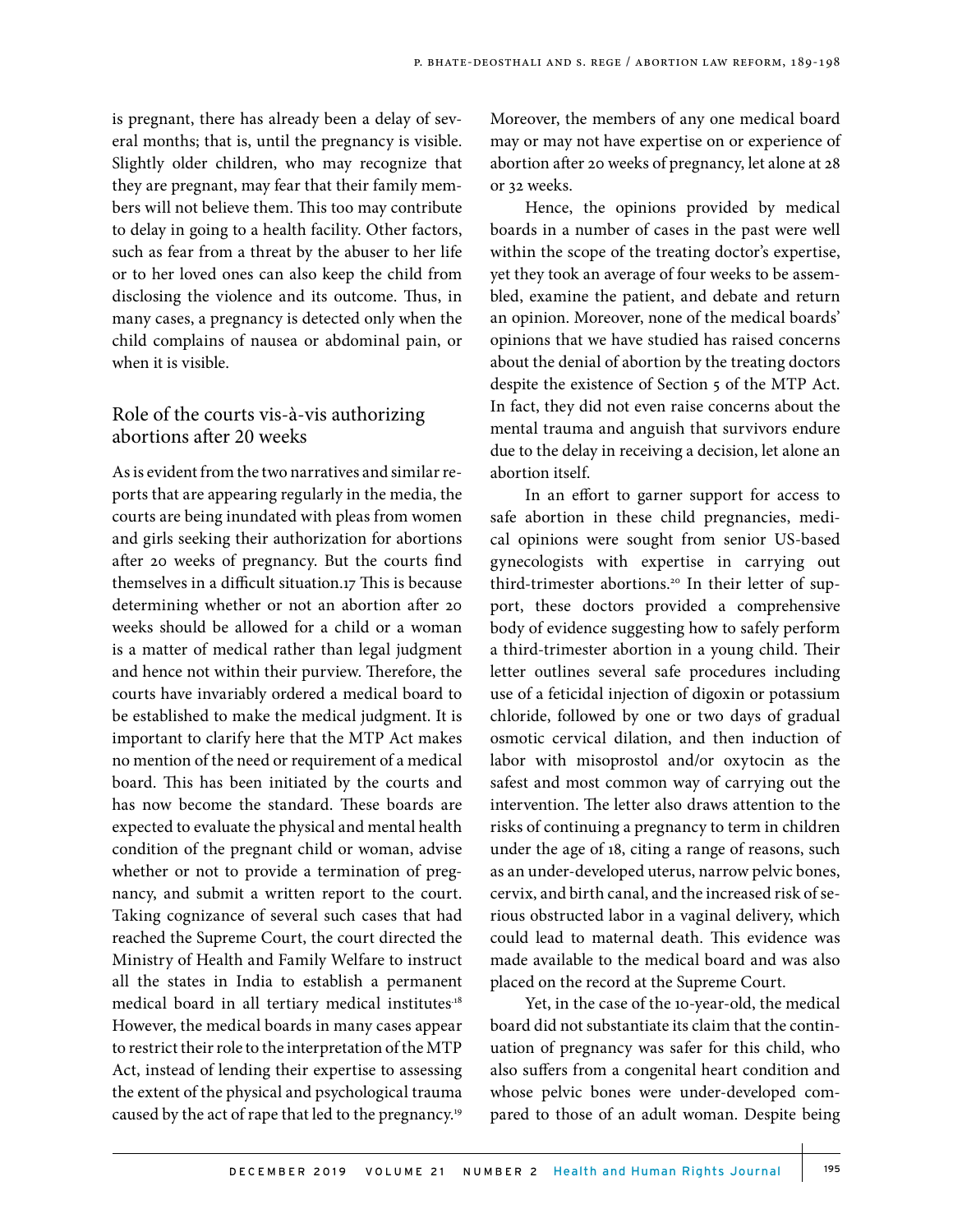is pregnant, there has already been a delay of several months; that is, until the pregnancy is visible. Slightly older children, who may recognize that they are pregnant, may fear that their family members will not believe them. This too may contribute to delay in going to a health facility. Other factors, such as fear from a threat by the abuser to her life or to her loved ones can also keep the child from disclosing the violence and its outcome. Thus, in many cases, a pregnancy is detected only when the child complains of nausea or abdominal pain, or when it is visible.

## Role of the courts vis-à-vis authorizing abortions after 20 weeks

As is evident from the two narratives and similar reports that are appearing regularly in the media, the courts are being inundated with pleas from women and girls seeking their authorization for abortions after 20 weeks of pregnancy. But the courts find themselves in a difficult situation.17 This is because determining whether or not an abortion after 20 weeks should be allowed for a child or a woman is a matter of medical rather than legal judgment and hence not within their purview. Therefore, the courts have invariably ordered a medical board to be established to make the medical judgment. It is important to clarify here that the MTP Act makes no mention of the need or requirement of a medical board. This has been initiated by the courts and has now become the standard. These boards are expected to evaluate the physical and mental health condition of the pregnant child or woman, advise whether or not to provide a termination of pregnancy, and submit a written report to the court. Taking cognizance of several such cases that had reached the Supreme Court, the court directed the Ministry of Health and Family Welfare to instruct all the states in India to establish a permanent medical board in all tertiary medical institutes.[18] However, the medical boards in many cases appear to restrict their role to the interpretation of the MTP Act, instead of lending their expertise to assessing the extent of the physical and psychological trauma caused by the act of rape that led to the pregnancy.[19] Moreover, the members of any one medical board may or may not have expertise on or experience of abortion after 20 weeks of pregnancy, let alone at 28 or 32 weeks.

Hence, the opinions provided by medical boards in a number of cases in the past were well within the scope of the treating doctor's expertise, yet they took an average of four weeks to be assembled, examine the patient, and debate and return an opinion. Moreover, none of the medical boards' opinions that we have studied has raised concerns about the denial of abortion by the treating doctors despite the existence of Section 5 of the MTP Act. In fact, they did not even raise concerns about the mental trauma and anguish that survivors endure due to the delay in receiving a decision, let alone an abortion itself.

In an effort to garner support for access to safe abortion in these child pregnancies, medical opinions were sought from senior US-based gynecologists with expertise in carrying out third-trimester abortions.[20] In their letter of support, these doctors provided a comprehensive body of evidence suggesting how to safely perform a third-trimester abortion in a young child. Their letter outlines several safe procedures including use of a feticidal injection of digoxin or potassium chloride, followed by one or two days of gradual osmotic cervical dilation, and then induction of labor with misoprostol and/or oxytocin as the safest and most common way of carrying out the intervention. The letter also draws attention to the risks of continuing a pregnancy to term in children under the age of 18, citing a range of reasons, such as an under-developed uterus, narrow pelvic bones, cervix, and birth canal, and the increased risk of serious obstructed labor in a vaginal delivery, which could lead to maternal death. This evidence was made available to the medical board and was also placed on the record at the Supreme Court.

Yet, in the case of the 10-year-old, the medical board did not substantiate its claim that the continuation of pregnancy was safer for this child, who also suffers from a congenital heart condition and whose pelvic bones were under-developed compared to those of an adult woman. Despite being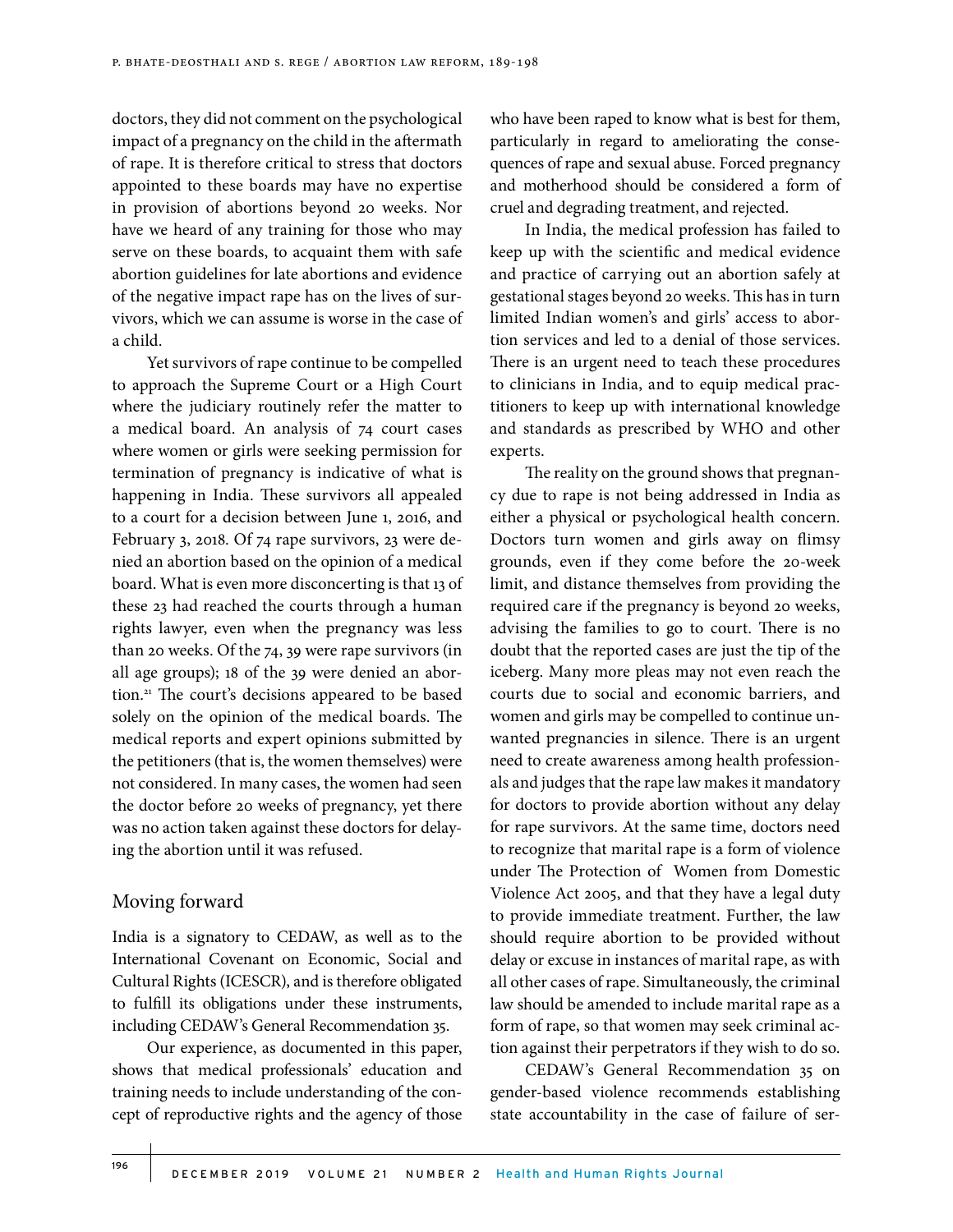doctors, they did not comment on the psychological impact of a pregnancy on the child in the aftermath of rape. It is therefore critical to stress that doctors appointed to these boards may have no expertise in provision of abortions beyond 20 weeks. Nor have we heard of any training for those who may serve on these boards, to acquaint them with safe abortion guidelines for late abortions and evidence of the negative impact rape has on the lives of survivors, which we can assume is worse in the case of a child.

Yet survivors of rape continue to be compelled to approach the Supreme Court or a High Court where the judiciary routinely refer the matter to a medical board. An analysis of 74 court cases where women or girls were seeking permission for termination of pregnancy is indicative of what is happening in India. These survivors all appealed to a court for a decision between June 1, 2016, and February 3, 2018. Of 74 rape survivors, 23 were denied an abortion based on the opinion of a medical board. What is even more disconcerting is that 13 of these 23 had reached the courts through a human rights lawyer, even when the pregnancy was less than 20 weeks. Of the 74, 39 were rape survivors (in all age groups); 18 of the 39 were denied an abortion.[21] The court's decisions appeared to be based solely on the opinion of the medical boards. The medical reports and expert opinions submitted by the petitioners (that is, the women themselves) were not considered. In many cases, the women had seen the doctor before 20 weeks of pregnancy, yet there was no action taken against these doctors for delaying the abortion until it was refused.

## Moving forward

India is a signatory to CEDAW, as well as to the International Covenant on Economic, Social and Cultural Rights (ICESCR), and is therefore obligated to fulfill its obligations under these instruments, including CEDAW's General Recommendation 35.

Our experience, as documented in this paper, shows that medical professionals' education and training needs to include understanding of the concept of reproductive rights and the agency of those who have been raped to know what is best for them, particularly in regard to ameliorating the consequences of rape and sexual abuse. Forced pregnancy and motherhood should be considered a form of cruel and degrading treatment, and rejected.

In India, the medical profession has failed to keep up with the scientific and medical evidence and practice of carrying out an abortion safely at gestational stages beyond 20 weeks. This has in turn limited Indian women's and girls' access to abortion services and led to a denial of those services. There is an urgent need to teach these procedures to clinicians in India, and to equip medical practitioners to keep up with international knowledge and standards as prescribed by WHO and other experts.

The reality on the ground shows that pregnancy due to rape is not being addressed in India as either a physical or psychological health concern. Doctors turn women and girls away on flimsy grounds, even if they come before the 20-week limit, and distance themselves from providing the required care if the pregnancy is beyond 20 weeks, advising the families to go to court. There is no doubt that the reported cases are just the tip of the iceberg. Many more pleas may not even reach the courts due to social and economic barriers, and women and girls may be compelled to continue unwanted pregnancies in silence. There is an urgent need to create awareness among health professionals and judges that the rape law makes it mandatory for doctors to provide abortion without any delay for rape survivors. At the same time, doctors need to recognize that marital rape is a form of violence under The Protection of Women from Domestic Violence Act 2005, and that they have a legal duty to provide immediate treatment. Further, the law should require abortion to be provided without delay or excuse in instances of marital rape, as with all other cases of rape. Simultaneously, the criminal law should be amended to include marital rape as a form of rape, so that women may seek criminal action against their perpetrators if they wish to do so.

CEDAW's General Recommendation 35 on gender-based violence recommends establishing state accountability in the case of failure of ser-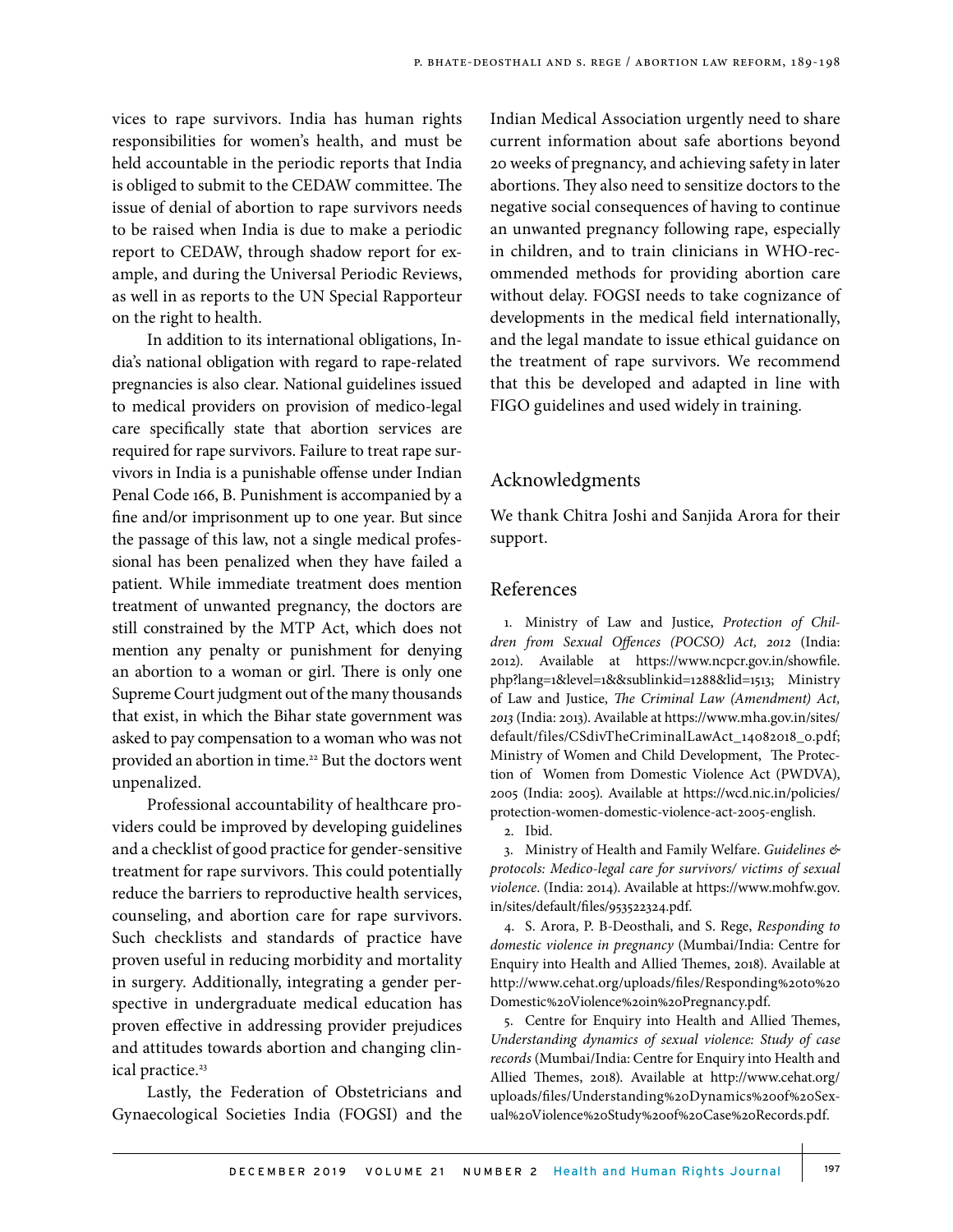vices to rape survivors. India has human rights responsibilities for women's health, and must be held accountable in the periodic reports that India is obliged to submit to the CEDAW committee. The issue of denial of abortion to rape survivors needs to be raised when India is due to make a periodic report to CEDAW, through shadow report for example, and during the Universal Periodic Reviews, as well in as reports to the UN Special Rapporteur on the right to health.

In addition to its international obligations, India's national obligation with regard to rape-related pregnancies is also clear. National guidelines issued to medical providers on provision of medico-legal care specifically state that abortion services are required for rape survivors. Failure to treat rape survivors in India is a punishable offense under Indian Penal Code 166, B. Punishment is accompanied by a fine and/or imprisonment up to one year. But since the passage of this law, not a single medical professional has been penalized when they have failed a patient. While immediate treatment does mention treatment of unwanted pregnancy, the doctors are still constrained by the MTP Act, which does not mention any penalty or punishment for denying an abortion to a woman or girl. There is only one Supreme Court judgment out of the many thousands that exist, in which the Bihar state government was asked to pay compensation to a woman who was not provided an abortion in time.[22] But the doctors went unpenalized.

Professional accountability of healthcare providers could be improved by developing guidelines and a checklist of good practice for gender-sensitive treatment for rape survivors. This could potentially reduce the barriers to reproductive health services, counseling, and abortion care for rape survivors. Such checklists and standards of practice have proven useful in reducing morbidity and mortality in surgery. Additionally, integrating a gender perspective in undergraduate medical education has proven effective in addressing provider prejudices and attitudes towards abortion and changing clinical practice.[23]

Lastly, the Federation of Obstetricians and Gynaecological Societies India (FOGSI) and the Indian Medical Association urgently need to share current information about safe abortions beyond 20 weeks of pregnancy, and achieving safety in later abortions. They also need to sensitize doctors to the negative social consequences of having to continue an unwanted pregnancy following rape, especially in children, and to train clinicians in WHO-recommended methods for providing abortion care without delay. FOGSI needs to take cognizance of developments in the medical field internationally, and the legal mandate to issue ethical guidance on the treatment of rape survivors. We recommend that this be developed and adapted in line with FIGO guidelines and used widely in training.

## Acknowledgments

We thank Chitra Joshi and Sanjida Arora for their support.

## References

1. Ministry of Law and Justice, *Protection of Children from Sexual Offences (POCSO) Act, 2012* (India: 2012). Available at https://www.ncpcr.gov.in/showfile.php?lang=1&level=1&&sublinkid=1288&lid=1513; Ministry of Law and Justice, *The Criminal Law (Amendment) Act, 2013* (India: 2013). Available at https://www.mha.gov.in/sites/default/files/CSdivTheCriminalLawAct_14082018_0.pdf; Ministry of Women and Child Development, The Protection of Women from Domestic Violence Act (PWDVA), 2005 (India: 2005). Available at https://wcd.nic.in/policies/protection-women-domestic-violence-act-2005-english.

2. Ibid.

3. Ministry of Health and Family Welfare. *Guidelines & protocols: Medico-legal care for survivors/ victims of sexual violence*. (India: 2014). Available at https://www.mohfw.gov.in/sites/default/files/953522324.pdf.

4. S. Arora, P. B-Deosthali, and S. Rege, *Responding to domestic violence in pregnancy* (Mumbai/India: Centre for Enquiry into Health and Allied Themes, 2018). Available at http://www.cehat.org/uploads/files/Responding%20to%20Domestic%20Violence%20in%20Pregnancy.pdf.

5. Centre for Enquiry into Health and Allied Themes, *Understanding dynamics of sexual violence: Study of case records* (Mumbai/India: Centre for Enquiry into Health and Allied Themes, 2018). Available at http://www.cehat.org/uploads/files/Understanding%20Dynamics%20of%20Sexual%20Violence%20Study%20of%20Case%20Records.pdf.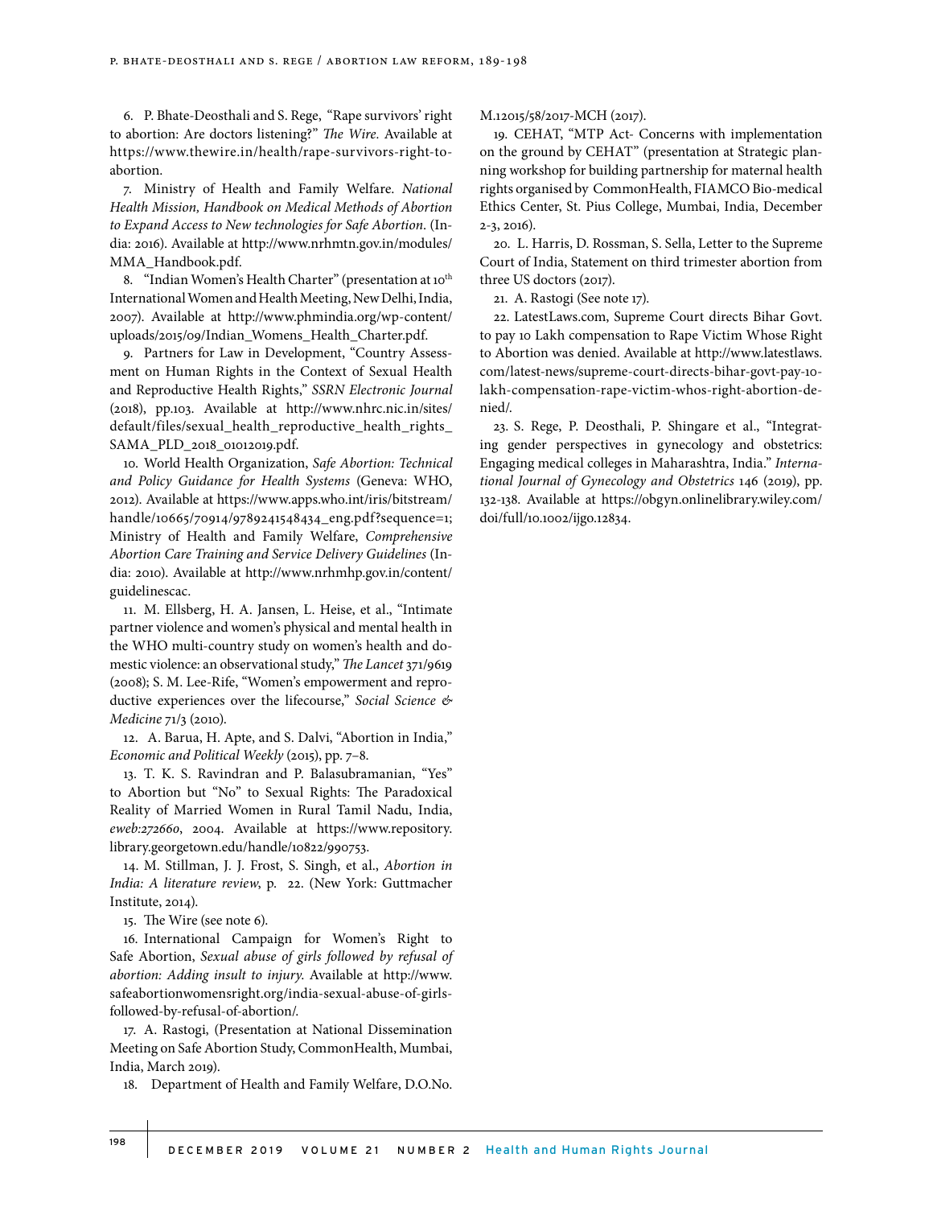6. P. Bhate-Deosthali and S. Rege, "Rape survivors' right to abortion: Are doctors listening?" *The Wire*. Available at https://www.thewire.in/health/rape-survivors-right-to-abortion.

7. Ministry of Health and Family Welfare. *National Health Mission, Handbook on Medical Methods of Abortion to Expand Access to New technologies for Safe Abortion*. (India: 2016). Available at http://www.nrhmtn.gov.in/modules/MMA_Handbook.pdf.

8. "Indian Women's Health Charter" (presentation at 10th International Women and Health Meeting, New Delhi, India, 2007). Available at http://www.phmindia.org/wp-content/uploads/2015/09/Indian_Womens_Health_Charter.pdf.

9. Partners for Law in Development, "Country Assessment on Human Rights in the Context of Sexual Health and Reproductive Health Rights," *SSRN Electronic Journal* (2018), pp.103. Available at http://www.nhrc.nic.in/sites/default/files/sexual_health_reproductive_health_rights_SAMA_PLD_2018_01012019.pdf.

10. World Health Organization, *Safe Abortion: Technical and Policy Guidance for Health Systems* (Geneva: WHO, 2012). Available at https://www.apps.who.int/iris/bitstream/handle/10665/70914/9789241548434_eng.pdf?sequence=1; Ministry of Health and Family Welfare, *Comprehensive Abortion Care Training and Service Delivery Guidelines* (India: 2010). Available at http://www.nrhmhp.gov.in/content/guidelinescac.

11. M. Ellsberg, H. A. Jansen, L. Heise, et al., "Intimate partner violence and women's physical and mental health in the WHO multi-country study on women's health and domestic violence: an observational study," *The Lancet* 371/9619 (2008); S. M. Lee-Rife, "Women's empowerment and reproductive experiences over the lifecourse," *Social Science & Medicine* 71/3 (2010).

12. A. Barua, H. Apte, and S. Dalvi, "Abortion in India," *Economic and Political Weekly* (2015), pp. 7–8.

13. T. K. S. Ravindran and P. Balasubramanian, "Yes" to Abortion but "No" to Sexual Rights: The Paradoxical Reality of Married Women in Rural Tamil Nadu, India, *eweb:272660*, 2004. Available at https://www.repository.library.georgetown.edu/handle/10822/990753.

14. M. Stillman, J. J. Frost, S. Singh, et al., *Abortion in India: A literature review*, p. 22. (New York: Guttmacher Institute, 2014).

15. The Wire (see note 6).

16. International Campaign for Women's Right to Safe Abortion, *Sexual abuse of girls followed by refusal of abortion: Adding insult to injury*. Available at http://www.safeabortionwomensright.org/india-sexual-abuse-of-girls-followed-by-refusal-of-abortion/.

17. A. Rastogi, (Presentation at National Dissemination Meeting on Safe Abortion Study, CommonHealth, Mumbai, India, March 2019).

18. Department of Health and Family Welfare, D.O.No. M.12015/58/2017-MCH (2017).

19. CEHAT, "MTP Act- Concerns with implementation on the ground by CEHAT" (presentation at Strategic planning workshop for building partnership for maternal health rights organised by CommonHealth, FIAMCO Bio-medical Ethics Center, St. Pius College, Mumbai, India, December 2-3, 2016).

20. L. Harris, D. Rossman, S. Sella, Letter to the Supreme Court of India, Statement on third trimester abortion from three US doctors (2017).

21. A. Rastogi (See note 17).

22. LatestLaws.com, Supreme Court directs Bihar Govt. to pay 10 Lakh compensation to Rape Victim Whose Right to Abortion was denied. Available at http://www.latestlaws.com/latest-news/supreme-court-directs-bihar-govt-pay-10-lakh-compensation-rape-victim-whos-right-abortion-denied/.

23. S. Rege, P. Deosthali, P. Shingare et al., "Integrating gender perspectives in gynecology and obstetrics: Engaging medical colleges in Maharashtra, India." *International Journal of Gynecology and Obstetrics* 146 (2019), pp. 132-138. Available at https://obgyn.onlinelibrary.wiley.com/doi/full/10.1002/ijgo.12834.